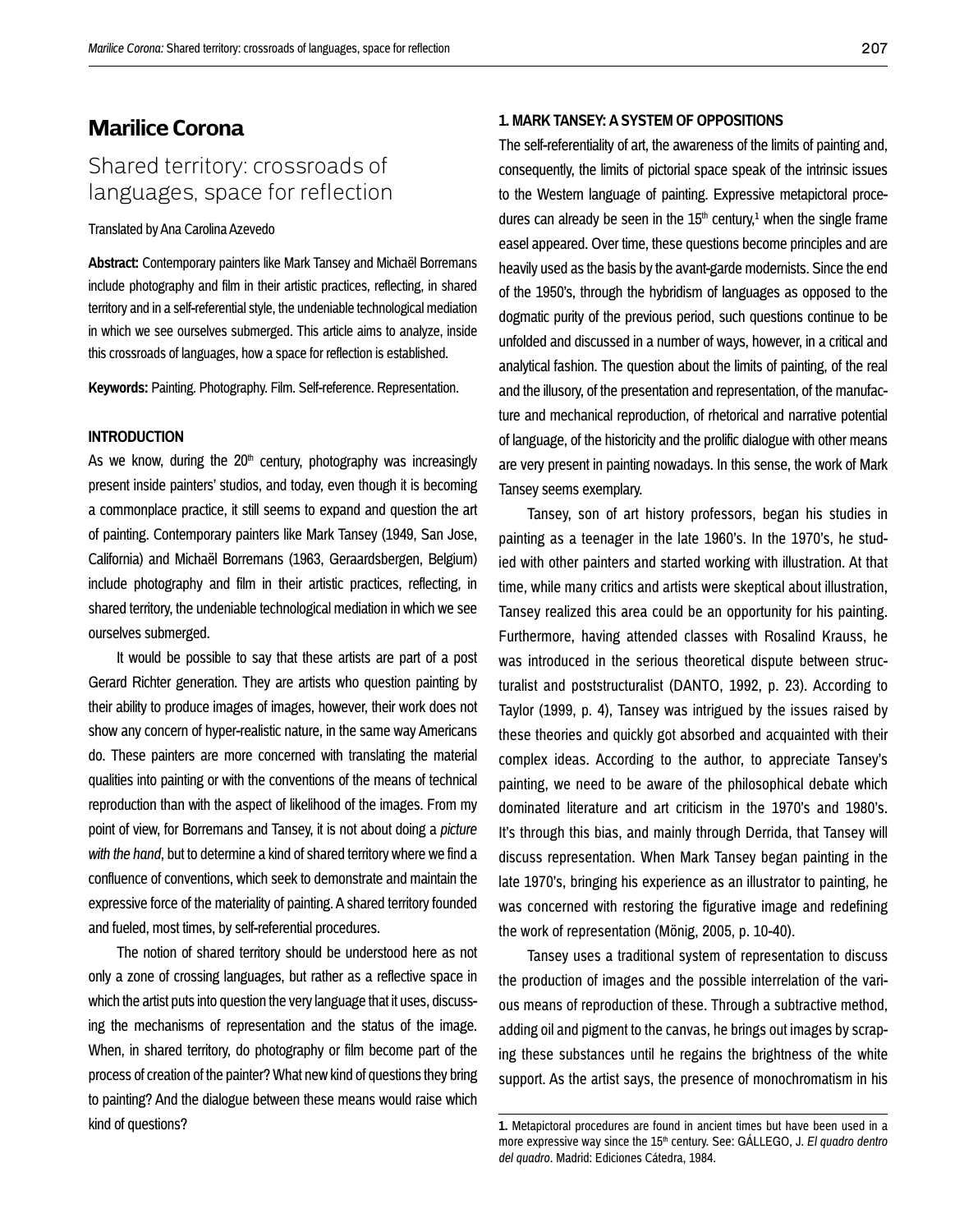# Marilice Corona

## Shared territory: crossroads of languages, space for reflection

Translated by Ana Carolina Azevedo

**Abstract:** Contemporary painters like Mark Tansey and Michaël Borremans include photography and film in their artistic practices, reflecting, in shared territory and in a self-referential style, the undeniable technological mediation in which we see ourselves submerged. This article aims to analyze, inside this crossroads of languages, how a space for reflection is established.

**Keywords:** Painting. Photography. Film. Self-reference. Representation.

### INTRODUCTION

As we know, during the 20th century, photography was increasingly present inside painters' studios, and today, even though it is becoming a commonplace practice, it still seems to expand and question the art of painting. Contemporary painters like Mark Tansey (1949, San Jose, California) and Michaël Borremans (1963, Geraardsbergen, Belgium) include photography and film in their artistic practices, reflecting, in shared territory, the undeniable technological mediation in which we see ourselves submerged.

It would be possible to say that these artists are part of a post Gerard Richter generation. They are artists who question painting by their ability to produce images of images, however, their work does not show any concern of hyper-realistic nature, in the same way Americans do. These painters are more concerned with translating the material qualities into painting or with the conventions of the means of technical reproduction than with the aspect of likelihood of the images. From my point of view, for Borremans and Tansey, it is not about doing a *picture with the hand*, but to determine a kind of shared territory where we find a confluence of conventions, which seek to demonstrate and maintain the expressive force of the materiality of painting. A shared territory founded and fueled, most times, by self-referential procedures.

The notion of shared territory should be understood here as not only a zone of crossing languages, but rather as a reflective space in which the artist puts into question the very language that it uses, discussing the mechanisms of representation and the status of the image. When, in shared territory, do photography or film become part of the process of creation of the painter? What new kind of questions they bring to painting? And the dialogue between these means would raise which kind of questions?

### 1. MARK TANSEY: A SYSTEM OF OPPOSITIONS

The self-referentiality of art, the awareness of the limits of painting and, consequently, the limits of pictorial space speak of the intrinsic issues to the Western language of painting. Expressive metapictoral procedures can already be seen in the 15th century,[1] when the single frame easel appeared. Over time, these questions become principles and are heavily used as the basis by the avant-garde modernists. Since the end of the 1950's, through the hybridism of languages as opposed to the dogmatic purity of the previous period, such questions continue to be unfolded and discussed in a number of ways, however, in a critical and analytical fashion. The question about the limits of painting, of the real and the illusory, of the presentation and representation, of the manufacture and mechanical reproduction, of rhetorical and narrative potential of language, of the historicity and the prolific dialogue with other means are very present in painting nowadays. In this sense, the work of Mark Tansey seems exemplary.

Tansey, son of art history professors, began his studies in painting as a teenager in the late 1960's. In the 1970's, he studied with other painters and started working with illustration. At that time, while many critics and artists were skeptical about illustration, Tansey realized this area could be an opportunity for his painting. Furthermore, having attended classes with Rosalind Krauss, he was introduced in the serious theoretical dispute between structuralist and poststructuralist (DANTO, 1992, p. 23). According to Taylor (1999, p. 4), Tansey was intrigued by the issues raised by these theories and quickly got absorbed and acquainted with their complex ideas. According to the author, to appreciate Tansey's painting, we need to be aware of the philosophical debate which dominated literature and art criticism in the 1970's and 1980's. It's through this bias, and mainly through Derrida, that Tansey will discuss representation. When Mark Tansey began painting in the late 1970's, bringing his experience as an illustrator to painting, he was concerned with restoring the figurative image and redefining the work of representation (Mönig, 2005, p. 10-40).

Tansey uses a traditional system of representation to discuss the production of images and the possible interrelation of the various means of reproduction of these. Through a subtractive method, adding oil and pigment to the canvas, he brings out images by scraping these substances until he regains the brightness of the white support. As the artist says, the presence of monochromatism in his

---

**1.** Metapictoral procedures are found in ancient times but have been used in a more expressive way since the 15th century. See: GÁLLEGO, J. *El quadro dentro del quadro*. Madrid: Ediciones Cátedra, 1984.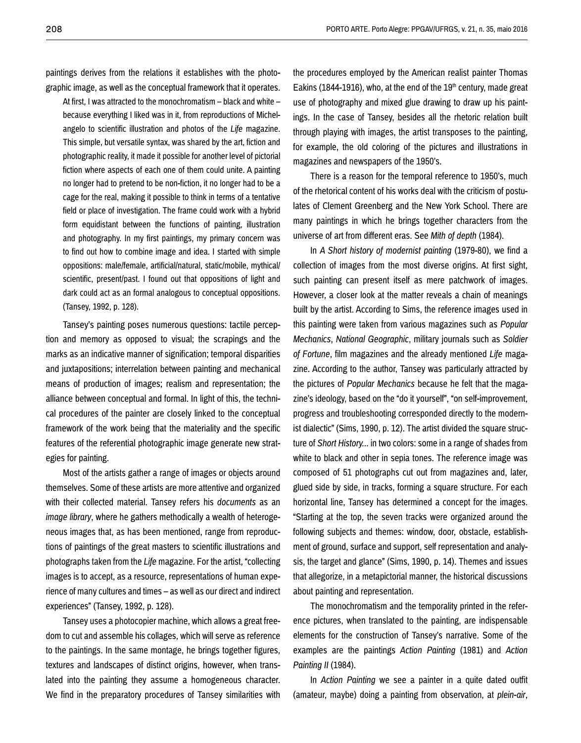paintings derives from the relations it establishes with the photographic image, as well as the conceptual framework that it operates.

> At first, I was attracted to the monochromatism – black and white – because everything I liked was in it, from reproductions of Michelangelo to scientific illustration and photos of the *Life* magazine. This simple, but versatile syntax, was shared by the art, fiction and photographic reality, it made it possible for another level of pictorial fiction where aspects of each one of them could unite. A painting no longer had to pretend to be non-fiction, it no longer had to be a cage for the real, making it possible to think in terms of a tentative field or place of investigation. The frame could work with a hybrid form equidistant between the functions of painting, illustration and photography. In my first paintings, my primary concern was to find out how to combine image and idea. I started with simple oppositions: male/female, artificial/natural, static/mobile, mythical/scientific, present/past. I found out that oppositions of light and dark could act as an formal analogous to conceptual oppositions. (Tansey, 1992, p. 128).

Tansey's painting poses numerous questions: tactile perception and memory as opposed to visual; the scrapings and the marks as an indicative manner of signification; temporal disparities and juxtapositions; interrelation between painting and mechanical means of production of images; realism and representation; the alliance between conceptual and formal. In light of this, the technical procedures of the painter are closely linked to the conceptual framework of the work being that the materiality and the specific features of the referential photographic image generate new strategies for painting.

Most of the artists gather a range of images or objects around themselves. Some of these artists are more attentive and organized with their collected material. Tansey refers his *documents* as an *image library*, where he gathers methodically a wealth of heterogeneous images that, as has been mentioned, range from reproductions of paintings of the great masters to scientific illustrations and photographs taken from the *Life* magazine. For the artist, "collecting images is to accept, as a resource, representations of human experience of many cultures and times – as well as our direct and indirect experiences" (Tansey, 1992, p. 128).

Tansey uses a photocopier machine, which allows a great freedom to cut and assemble his collages, which will serve as reference to the paintings. In the same montage, he brings together figures, textures and landscapes of distinct origins, however, when translated into the painting they assume a homogeneous character. We find in the preparatory procedures of Tansey similarities with the procedures employed by the American realist painter Thomas Eakins (1844-1916), who, at the end of the 19th century, made great use of photography and mixed glue drawing to draw up his paintings. In the case of Tansey, besides all the rhetoric relation built through playing with images, the artist transposes to the painting, for example, the old coloring of the pictures and illustrations in magazines and newspapers of the 1950's.

There is a reason for the temporal reference to 1950's, much of the rhetorical content of his works deal with the criticism of postulates of Clement Greenberg and the New York School. There are many paintings in which he brings together characters from the universe of art from different eras. See *Mith of depth* (1984).

In *A Short history of modernist painting* (1979-80), we find a collection of images from the most diverse origins. At first sight, such painting can present itself as mere patchwork of images. However, a closer look at the matter reveals a chain of meanings built by the artist. According to Sims, the reference images used in this painting were taken from various magazines such as *Popular Mechanics*, *National Geographic*, military journals such as *Soldier of Fortune*, film magazines and the already mentioned *Life* magazine. According to the author, Tansey was particularly attracted by the pictures of *Popular Mechanics* because he felt that the magazine's ideology, based on the "do it yourself", "on self-improvement, progress and troubleshooting corresponded directly to the modernist dialectic" (Sims, 1990, p. 12). The artist divided the square structure of *Short History...* in two colors: some in a range of shades from white to black and other in sepia tones. The reference image was composed of 51 photographs cut out from magazines and, later, glued side by side, in tracks, forming a square structure. For each horizontal line, Tansey has determined a concept for the images. "Starting at the top, the seven tracks were organized around the following subjects and themes: window, door, obstacle, establishment of ground, surface and support, self representation and analysis, the target and glance" (Sims, 1990, p. 14). Themes and issues that allegorize, in a metapictorial manner, the historical discussions about painting and representation.

The monochromatism and the temporality printed in the reference pictures, when translated to the painting, are indispensable elements for the construction of Tansey's narrative. Some of the examples are the paintings *Action Painting* (1981) and *Action Painting II* (1984).

In *Action Painting* we see a painter in a quite dated outfit (amateur, maybe) doing a painting from observation, at *plein-air*,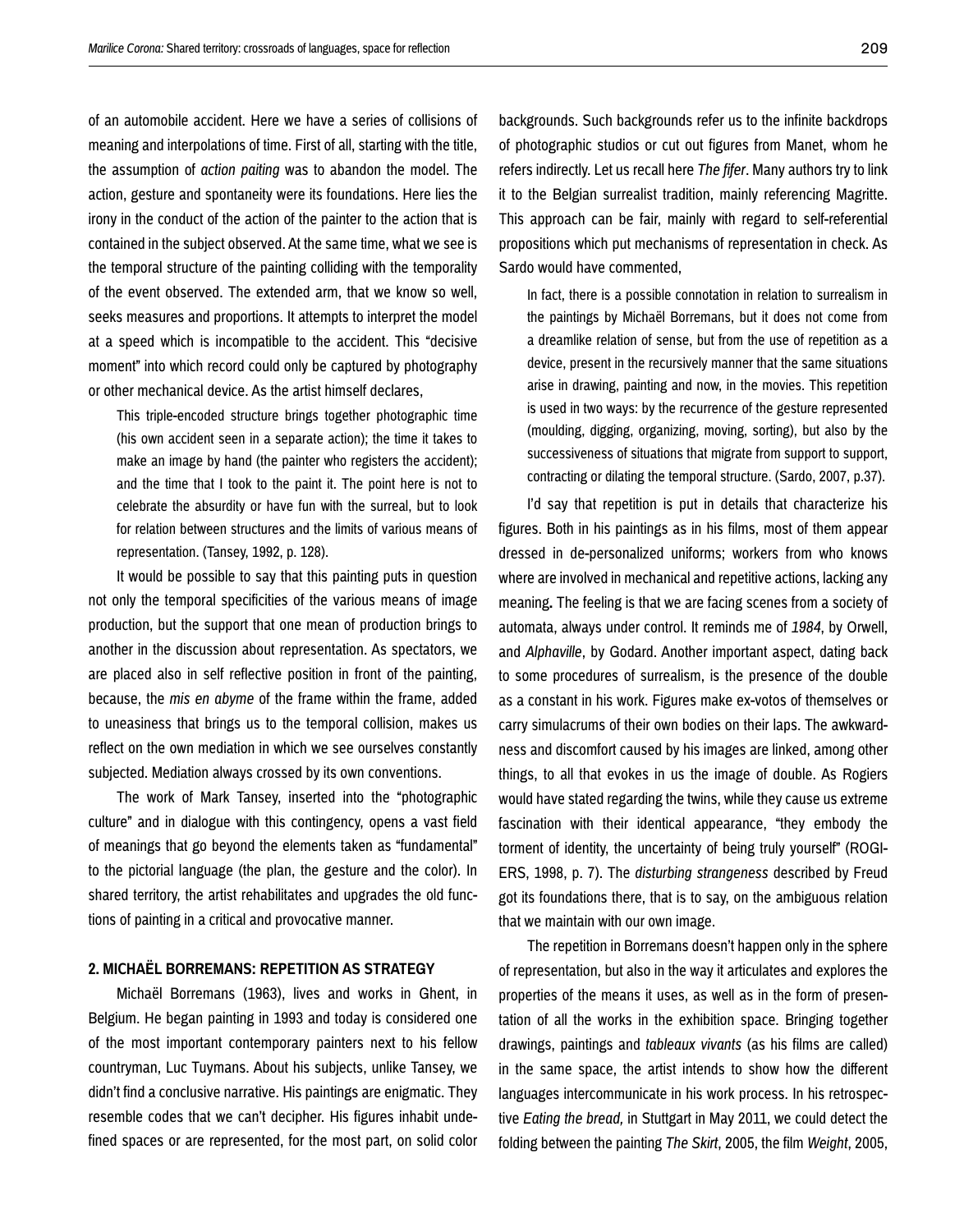of an automobile accident. Here we have a series of collisions of meaning and interpolations of time. First of all, starting with the title, the assumption of *action paiting* was to abandon the model. The action, gesture and spontaneity were its foundations. Here lies the irony in the conduct of the action of the painter to the action that is contained in the subject observed. At the same time, what we see is the temporal structure of the painting colliding with the temporality of the event observed. The extended arm, that we know so well, seeks measures and proportions. It attempts to interpret the model at a speed which is incompatible to the accident. This "decisive moment" into which record could only be captured by photography or other mechanical device. As the artist himself declares,

> This triple-encoded structure brings together photographic time (his own accident seen in a separate action); the time it takes to make an image by hand (the painter who registers the accident); and the time that I took to the paint it. The point here is not to celebrate the absurdity or have fun with the surreal, but to look for relation between structures and the limits of various means of representation. (Tansey, 1992, p. 128).

It would be possible to say that this painting puts in question not only the temporal specificities of the various means of image production, but the support that one mean of production brings to another in the discussion about representation. As spectators, we are placed also in self reflective position in front of the painting, because, the *mis en abyme* of the frame within the frame, added to uneasiness that brings us to the temporal collision, makes us reflect on the own mediation in which we see ourselves constantly subjected. Mediation always crossed by its own conventions.

The work of Mark Tansey, inserted into the "photographic culture" and in dialogue with this contingency, opens a vast field of meanings that go beyond the elements taken as "fundamental" to the pictorial language (the plan, the gesture and the color). In shared territory, the artist rehabilitates and upgrades the old functions of painting in a critical and provocative manner.

## 2. MICHAËL BORREMANS: REPETITION AS STRATEGY

Michaël Borremans (1963), lives and works in Ghent, in Belgium. He began painting in 1993 and today is considered one of the most important contemporary painters next to his fellow countryman, Luc Tuymans. About his subjects, unlike Tansey, we didn't find a conclusive narrative. His paintings are enigmatic. They resemble codes that we can't decipher. His figures inhabit undefined spaces or are represented, for the most part, on solid color backgrounds. Such backgrounds refer us to the infinite backdrops of photographic studios or cut out figures from Manet, whom he refers indirectly. Let us recall here *The fifer*. Many authors try to link it to the Belgian surrealist tradition, mainly referencing Magritte. This approach can be fair, mainly with regard to self-referential propositions which put mechanisms of representation in check. As Sardo would have commented,

> In fact, there is a possible connotation in relation to surrealism in the paintings by Michaël Borremans, but it does not come from a dreamlike relation of sense, but from the use of repetition as a device, present in the recursively manner that the same situations arise in drawing, painting and now, in the movies. This repetition is used in two ways: by the recurrence of the gesture represented (moulding, digging, organizing, moving, sorting), but also by the successiveness of situations that migrate from support to support, contracting or dilating the temporal structure. (Sardo, 2007, p.37).

I'd say that repetition is put in details that characterize his figures. Both in his paintings as in his films, most of them appear dressed in de-personalized uniforms; workers from who knows where are involved in mechanical and repetitive actions, lacking any meaning**.** The feeling is that we are facing scenes from a society of automata, always under control. It reminds me of *1984*, by Orwell, and *Alphaville*, by Godard. Another important aspect, dating back to some procedures of surrealism, is the presence of the double as a constant in his work. Figures make ex-votos of themselves or carry simulacrums of their own bodies on their laps. The awkwardness and discomfort caused by his images are linked, among other things, to all that evokes in us the image of double. As Rogiers would have stated regarding the twins, while they cause us extreme fascination with their identical appearance, "they embody the torment of identity, the uncertainty of being truly yourself" (ROGIERS, 1998, p. 7). The *disturbing strangeness* described by Freud got its foundations there, that is to say, on the ambiguous relation that we maintain with our own image.

The repetition in Borremans doesn't happen only in the sphere of representation, but also in the way it articulates and explores the properties of the means it uses, as well as in the form of presentation of all the works in the exhibition space. Bringing together drawings, paintings and *tableaux vivants* (as his films are called) in the same space, the artist intends to show how the different languages intercommunicate in his work process. In his retrospective *Eating the bread,* in Stuttgart in May 2011, we could detect the folding between the painting *The Skirt*, 2005, the film *Weight*, 2005,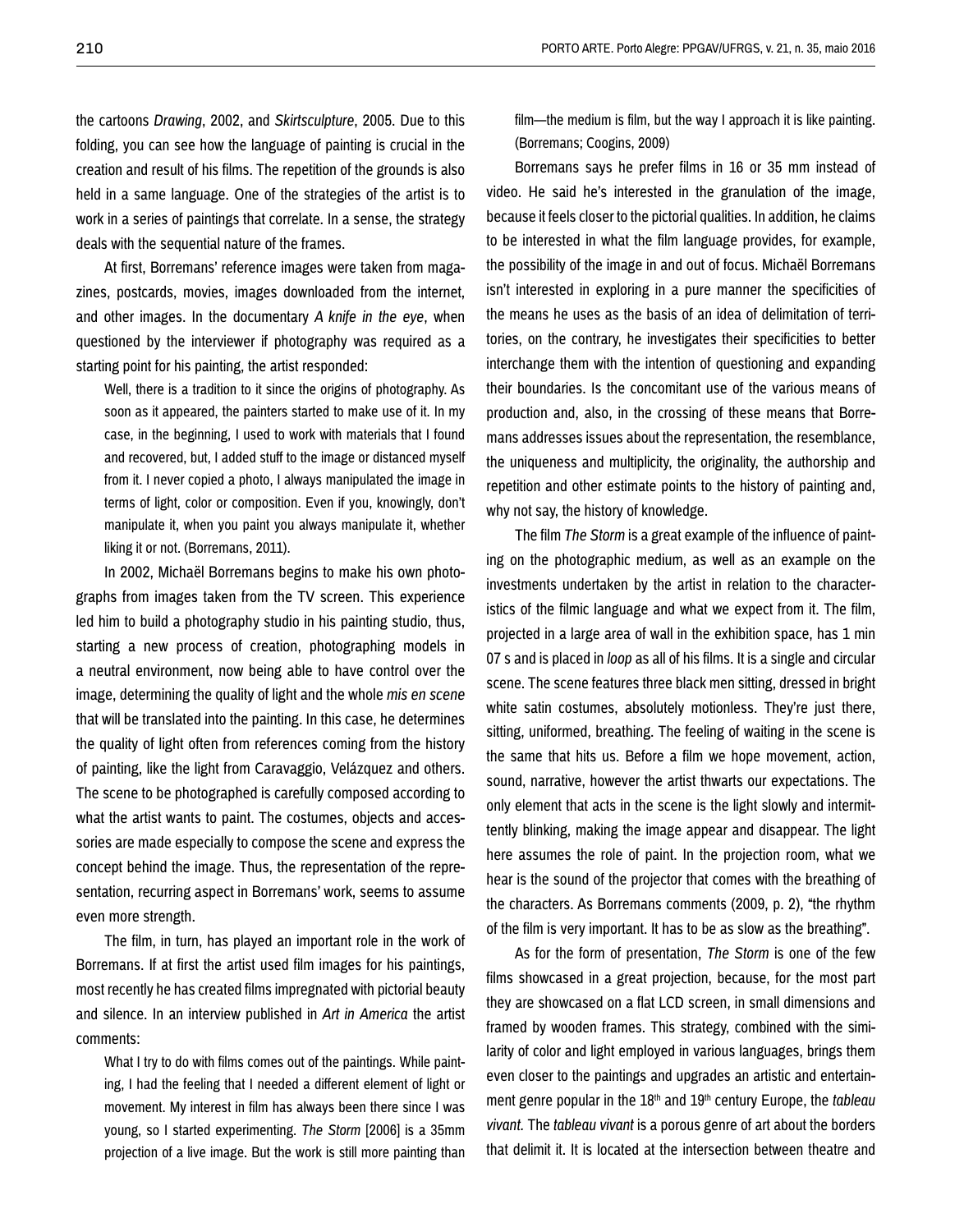the cartoons *Drawing*, 2002, and *Skirtsculpture*, 2005. Due to this folding, you can see how the language of painting is crucial in the creation and result of his films. The repetition of the grounds is also held in a same language. One of the strategies of the artist is to work in a series of paintings that correlate. In a sense, the strategy deals with the sequential nature of the frames.

At first, Borremans' reference images were taken from magazines, postcards, movies, images downloaded from the internet, and other images. In the documentary *A knife in the eye*, when questioned by the interviewer if photography was required as a starting point for his painting, the artist responded:

> Well, there is a tradition to it since the origins of photography. As soon as it appeared, the painters started to make use of it. In my case, in the beginning, I used to work with materials that I found and recovered, but, I added stuff to the image or distanced myself from it. I never copied a photo, I always manipulated the image in terms of light, color or composition. Even if you, knowingly, don't manipulate it, when you paint you always manipulate it, whether liking it or not. (Borremans, 2011).

In 2002, Michaël Borremans begins to make his own photographs from images taken from the TV screen. This experience led him to build a photography studio in his painting studio, thus, starting a new process of creation, photographing models in a neutral environment, now being able to have control over the image, determining the quality of light and the whole *mis en scene* that will be translated into the painting. In this case, he determines the quality of light often from references coming from the history of painting, like the light from Caravaggio, Velázquez and others. The scene to be photographed is carefully composed according to what the artist wants to paint. The costumes, objects and accessories are made especially to compose the scene and express the concept behind the image. Thus, the representation of the representation, recurring aspect in Borremans' work, seems to assume even more strength.

The film, in turn, has played an important role in the work of Borremans. If at first the artist used film images for his paintings, most recently he has created films impregnated with pictorial beauty and silence. In an interview published in *Art in America* the artist comments:

> What I try to do with films comes out of the paintings. While painting, I had the feeling that I needed a different element of light or movement. My interest in film has always been there since I was young, so I started experimenting. *The Storm* [2006] is a 35mm projection of a live image. But the work is still more painting than film—the medium is film, but the way I approach it is like painting. (Borremans; Coogins, 2009)

Borremans says he prefer films in 16 or 35 mm instead of video. He said he's interested in the granulation of the image, because it feels closer to the pictorial qualities. In addition, he claims to be interested in what the film language provides, for example, the possibility of the image in and out of focus. Michaël Borremans isn't interested in exploring in a pure manner the specificities of the means he uses as the basis of an idea of delimitation of territories, on the contrary, he investigates their specificities to better interchange them with the intention of questioning and expanding their boundaries. Is the concomitant use of the various means of production and, also, in the crossing of these means that Borremans addresses issues about the representation, the resemblance, the uniqueness and multiplicity, the originality, the authorship and repetition and other estimate points to the history of painting and, why not say, the history of knowledge.

The film *The Storm* is a great example of the influence of painting on the photographic medium, as well as an example on the investments undertaken by the artist in relation to the characteristics of the filmic language and what we expect from it. The film, projected in a large area of wall in the exhibition space, has 1 min 07 s and is placed in *loop* as all of his films. It is a single and circular scene. The scene features three black men sitting, dressed in bright white satin costumes, absolutely motionless. They're just there, sitting, uniformed, breathing. The feeling of waiting in the scene is the same that hits us. Before a film we hope movement, action, sound, narrative, however the artist thwarts our expectations. The only element that acts in the scene is the light slowly and intermittently blinking, making the image appear and disappear. The light here assumes the role of paint. In the projection room, what we hear is the sound of the projector that comes with the breathing of the characters. As Borremans comments (2009, p. 2), "the rhythm of the film is very important. It has to be as slow as the breathing".

As for the form of presentation, *The Storm* is one of the few films showcased in a great projection, because, for the most part they are showcased on a flat LCD screen, in small dimensions and framed by wooden frames. This strategy, combined with the similarity of color and light employed in various languages, brings them even closer to the paintings and upgrades an artistic and entertainment genre popular in the 18th and 19th century Europe, the *tableau vivant*. The *tableau vivant* is a porous genre of art about the borders that delimit it. It is located at the intersection between theatre and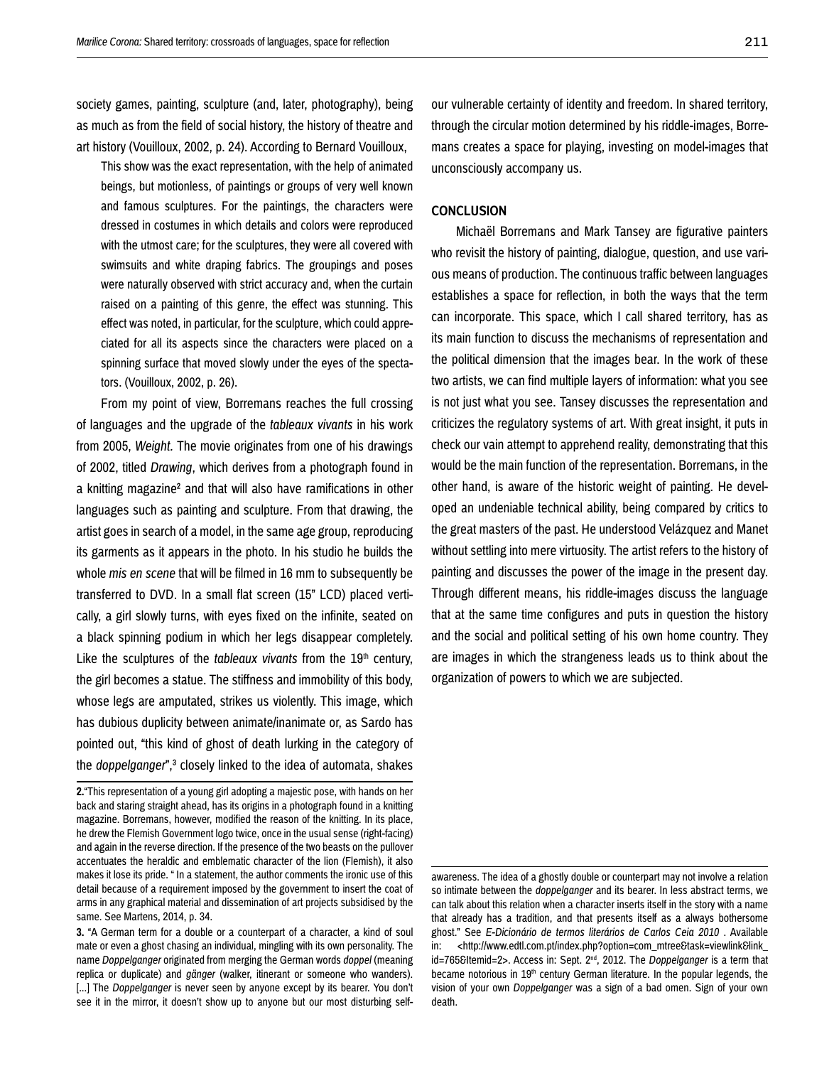society games, painting, sculpture (and, later, photography), being as much as from the field of social history, the history of theatre and art history (Vouilloux, 2002, p. 24). According to Bernard Vouilloux,

> This show was the exact representation, with the help of animated beings, but motionless, of paintings or groups of very well known and famous sculptures. For the paintings, the characters were dressed in costumes in which details and colors were reproduced with the utmost care; for the sculptures, they were all covered with swimsuits and white draping fabrics. The groupings and poses were naturally observed with strict accuracy and, when the curtain raised on a painting of this genre, the effect was stunning. This effect was noted, in particular, for the sculpture, which could appreciated for all its aspects since the characters were placed on a spinning surface that moved slowly under the eyes of the spectators. (Vouilloux, 2002, p. 26).

From my point of view, Borremans reaches the full crossing of languages and the upgrade of the *tableaux vivants* in his work from 2005, *Weight.* The movie originates from one of his drawings of 2002, titled *Drawing*, which derives from a photograph found in a knitting magazine[2] and that will also have ramifications in other languages such as painting and sculpture. From that drawing, the artist goes in search of a model, in the same age group, reproducing its garments as it appears in the photo. In his studio he builds the whole *mis en scene* that will be filmed in 16 mm to subsequently be transferred to DVD. In a small flat screen (15" LCD) placed vertically, a girl slowly turns, with eyes fixed on the infinite, seated on a black spinning podium in which her legs disappear completely. Like the sculptures of the *tableaux vivants* from the 19th century, the girl becomes a statue. The stiffness and immobility of this body, whose legs are amputated, strikes us violently. This image, which has dubious duplicity between animate/inanimate or, as Sardo has pointed out, "this kind of ghost of death lurking in the category of the *doppelganger*",[3] closely linked to the idea of automata, shakes our vulnerable certainty of identity and freedom. In shared territory, through the circular motion determined by his riddle-images, Borremans creates a space for playing, investing on model-images that unconsciously accompany us.

## CONCLUSION

Michaël Borremans and Mark Tansey are figurative painters who revisit the history of painting, dialogue, question, and use various means of production. The continuous traffic between languages establishes a space for reflection, in both the ways that the term can incorporate. This space, which I call shared territory, has as its main function to discuss the mechanisms of representation and the political dimension that the images bear. In the work of these two artists, we can find multiple layers of information: what you see is not just what you see. Tansey discusses the representation and criticizes the regulatory systems of art. With great insight, it puts in check our vain attempt to apprehend reality, demonstrating that this would be the main function of the representation. Borremans, in the other hand, is aware of the historic weight of painting. He developed an undeniable technical ability, being compared by critics to the great masters of the past. He understood Velázquez and Manet without settling into mere virtuosity. The artist refers to the history of painting and discusses the power of the image in the present day. Through different means, his riddle-images discuss the language that at the same time configures and puts in question the history and the social and political setting of his own home country. They are images in which the strangeness leads us to think about the organization of powers to which we are subjected.

---

**2.** "This representation of a young girl adopting a majestic pose, with hands on her back and staring straight ahead, has its origins in a photograph found in a knitting magazine. Borremans, however, modified the reason of the knitting. In its place, he drew the Flemish Government logo twice, once in the usual sense (right-facing) and again in the reverse direction. If the presence of the two beasts on the pullover accentuates the heraldic and emblematic character of the lion (Flemish), it also makes it lose its pride. " In a statement, the author comments the ironic use of this detail because of a requirement imposed by the government to insert the coat of arms in any graphical material and dissemination of art projects subsidised by the same. See Martens, 2014, p. 34.

**3.** "A German term for a double or a counterpart of a character, a kind of soul mate or even a ghost chasing an individual, mingling with its own personality. The name *Doppelganger* originated from merging the German words *doppel* (meaning replica or duplicate) and *gänger* (walker, itinerant or someone who wanders). [...] The *Doppelganger* is never seen by anyone except by its bearer. You don't see it in the mirror, it doesn't show up to anyone but our most disturbing self-awareness. The idea of a ghostly double or counterpart may not involve a relation so intimate between the *doppelganger* and its bearer. In less abstract terms, we can talk about this relation when a character inserts itself in the story with a name that already has a tradition, and that presents itself as a always bothersome ghost." See *E-Dicionário de termos literários de Carlos Ceia 2010* . Available in: <http://www.edtl.com.pt/index.php?option=com_mtree&task=viewlink&link_id=765&Itemid=2>. Access in: Sept. 2nd, 2012. The *Doppelganger* is a term that became notorious in 19th century German literature. In the popular legends, the vision of your own *Doppelganger* was a sign of a bad omen. Sign of your own death.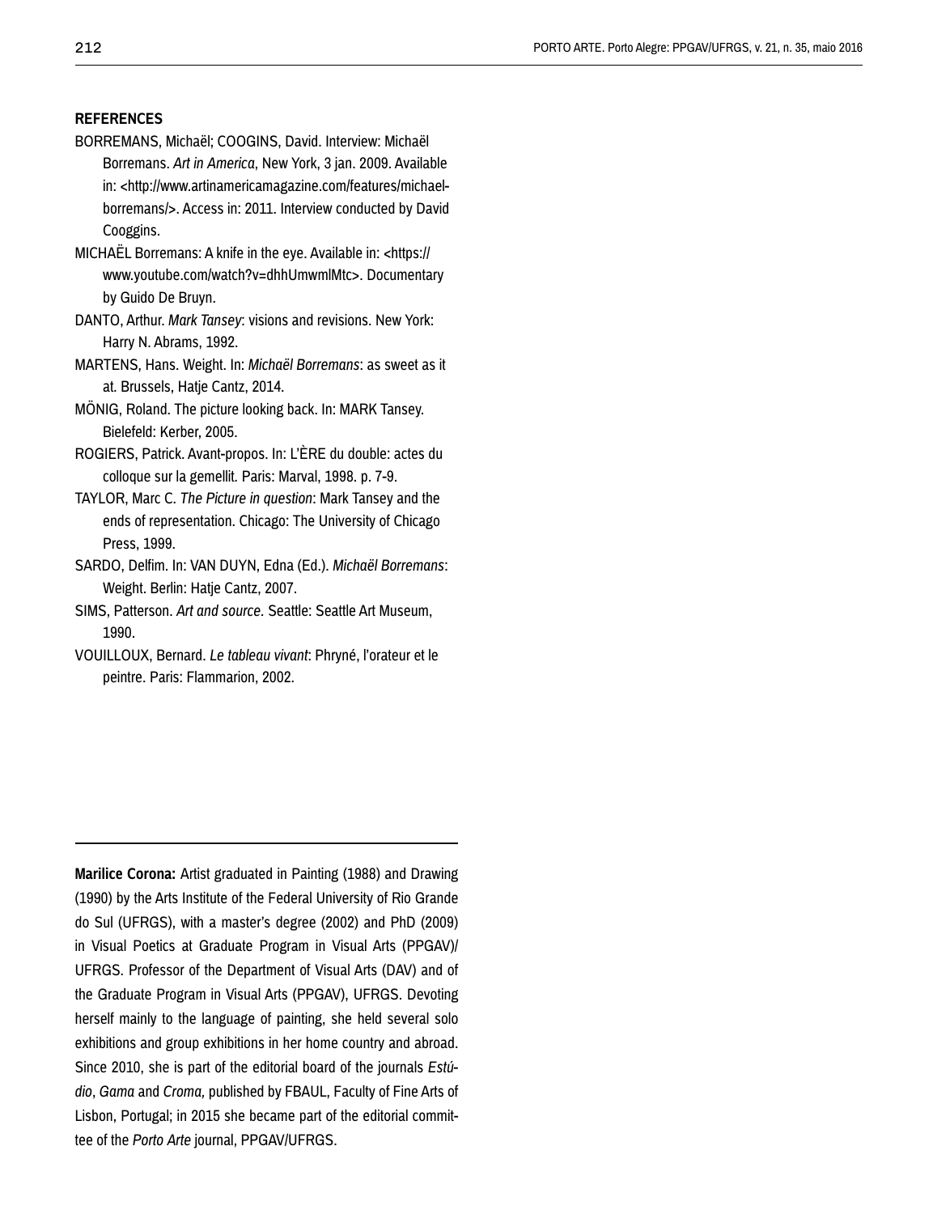## REFERENCES

BORREMANS, Michaël; COOGINS, David. Interview: Michaël Borremans. *Art in America*, New York, 3 jan. 2009. Available in: <http://www.artinamericamagazine.com/features/michael-borremans/>. Access in: 2011. Interview conducted by David Cooggins.

MICHAËL Borremans: A knife in the eye. Available in: <https://www.youtube.com/watch?v=dhhUmwmlMtc>. Documentary by Guido De Bruyn.

DANTO, Arthur. *Mark Tansey*: visions and revisions. New York: Harry N. Abrams, 1992.

MARTENS, Hans. Weight. In: *Michaël Borremans*: as sweet as it at. Brussels, Hatje Cantz, 2014.

MÖNIG, Roland. The picture looking back. In: MARK Tansey. Bielefeld: Kerber, 2005.

ROGIERS, Patrick. Avant-propos. In: L'ÈRE du double: actes du colloque sur la gemellit. Paris: Marval, 1998. p. 7-9.

TAYLOR, Marc C. *The Picture in question*: Mark Tansey and the ends of representation. Chicago: The University of Chicago Press, 1999.

SARDO, Delfim. In: VAN DUYN, Edna (Ed.). *Michaël Borremans*: Weight. Berlin: Hatje Cantz, 2007.

SIMS, Patterson. *Art and source.* Seattle: Seattle Art Museum, 1990.

VOUILLOUX, Bernard. *Le tableau vivant*: Phryné, l'orateur et le peintre. Paris: Flammarion, 2002.

---

**Marilice Corona:** Artist graduated in Painting (1988) and Drawing (1990) by the Arts Institute of the Federal University of Rio Grande do Sul (UFRGS), with a master's degree (2002) and PhD (2009) in Visual Poetics at Graduate Program in Visual Arts (PPGAV)/UFRGS. Professor of the Department of Visual Arts (DAV) and of the Graduate Program in Visual Arts (PPGAV), UFRGS. Devoting herself mainly to the language of painting, she held several solo exhibitions and group exhibitions in her home country and abroad. Since 2010, she is part of the editorial board of the journals *Estúdio*, *Gama* and *Croma,* published by FBAUL, Faculty of Fine Arts of Lisbon, Portugal; in 2015 she became part of the editorial committee of the *Porto Arte* journal, PPGAV/UFRGS.